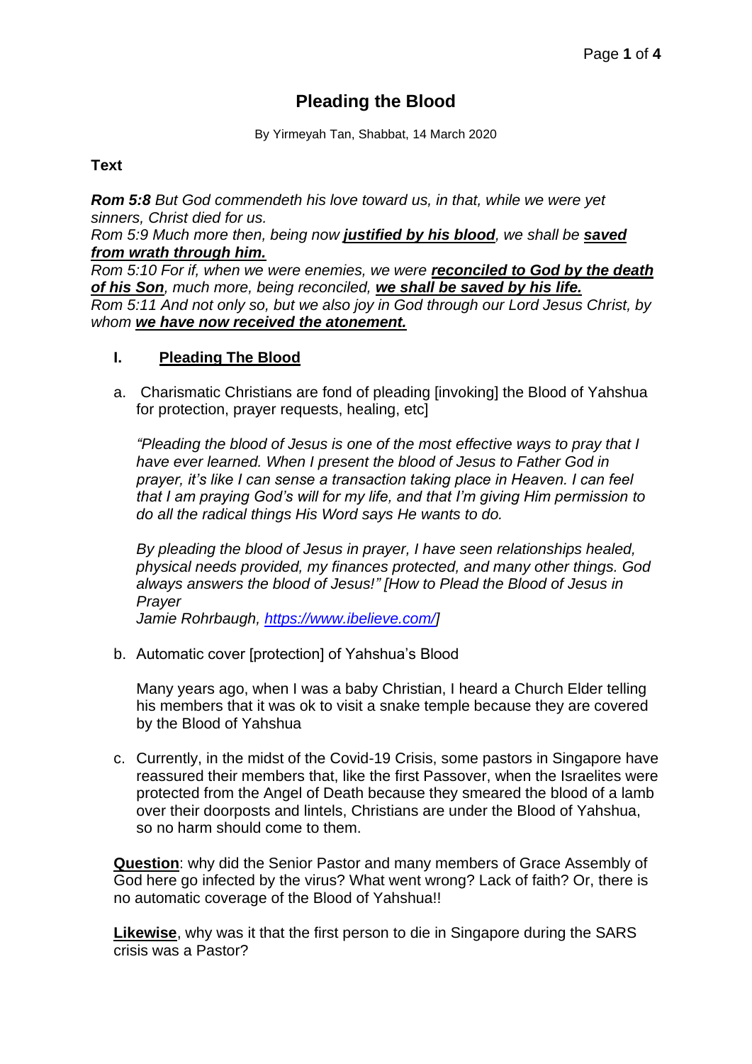# Pleading the Blood

By Yirmeyah Tan, Shabbat, 14 March 2020

**Text**

***Rom 5:8*** *But God commendeth his love toward us, in that, while we were yet sinners, Christ died for us.*
*Rom 5:9 Much more then, being now **justified by his blood**, we shall be **saved from wrath through him.***
*Rom 5:10 For if, when we were enemies, we were **reconciled to God by the death of his Son**, much more, being reconciled, **we shall be saved by his life.***
*Rom 5:11 And not only so, but we also joy in God through our Lord Jesus Christ, by whom **we have now received the atonement.***

## I. Pleading The Blood

a. Charismatic Christians are fond of pleading [invoking] the Blood of Yahshua for protection, prayer requests, healing, etc]

*"Pleading the blood of Jesus is one of the most effective ways to pray that I have ever learned. When I present the blood of Jesus to Father God in prayer, it's like I can sense a transaction taking place in Heaven. I can feel that I am praying God's will for my life, and that I'm giving Him permission to do all the radical things His Word says He wants to do.*

*By pleading the blood of Jesus in prayer, I have seen relationships healed, physical needs provided, my finances protected, and many other things. God always answers the blood of Jesus!" [How to Plead the Blood of Jesus in Prayer*
*Jamie Rohrbaugh, https://www.ibelieve.com/]*

b. Automatic cover [protection] of Yahshua's Blood

Many years ago, when I was a baby Christian, I heard a Church Elder telling his members that it was ok to visit a snake temple because they are covered by the Blood of Yahshua

c. Currently, in the midst of the Covid-19 Crisis, some pastors in Singapore have reassured their members that, like the first Passover, when the Israelites were protected from the Angel of Death because they smeared the blood of a lamb over their doorposts and lintels, Christians are under the Blood of Yahshua, so no harm should come to them.

**Question**: why did the Senior Pastor and many members of Grace Assembly of God here go infected by the virus? What went wrong? Lack of faith? Or, there is no automatic coverage of the Blood of Yahshua!!

**Likewise**, why was it that the first person to die in Singapore during the SARS crisis was a Pastor?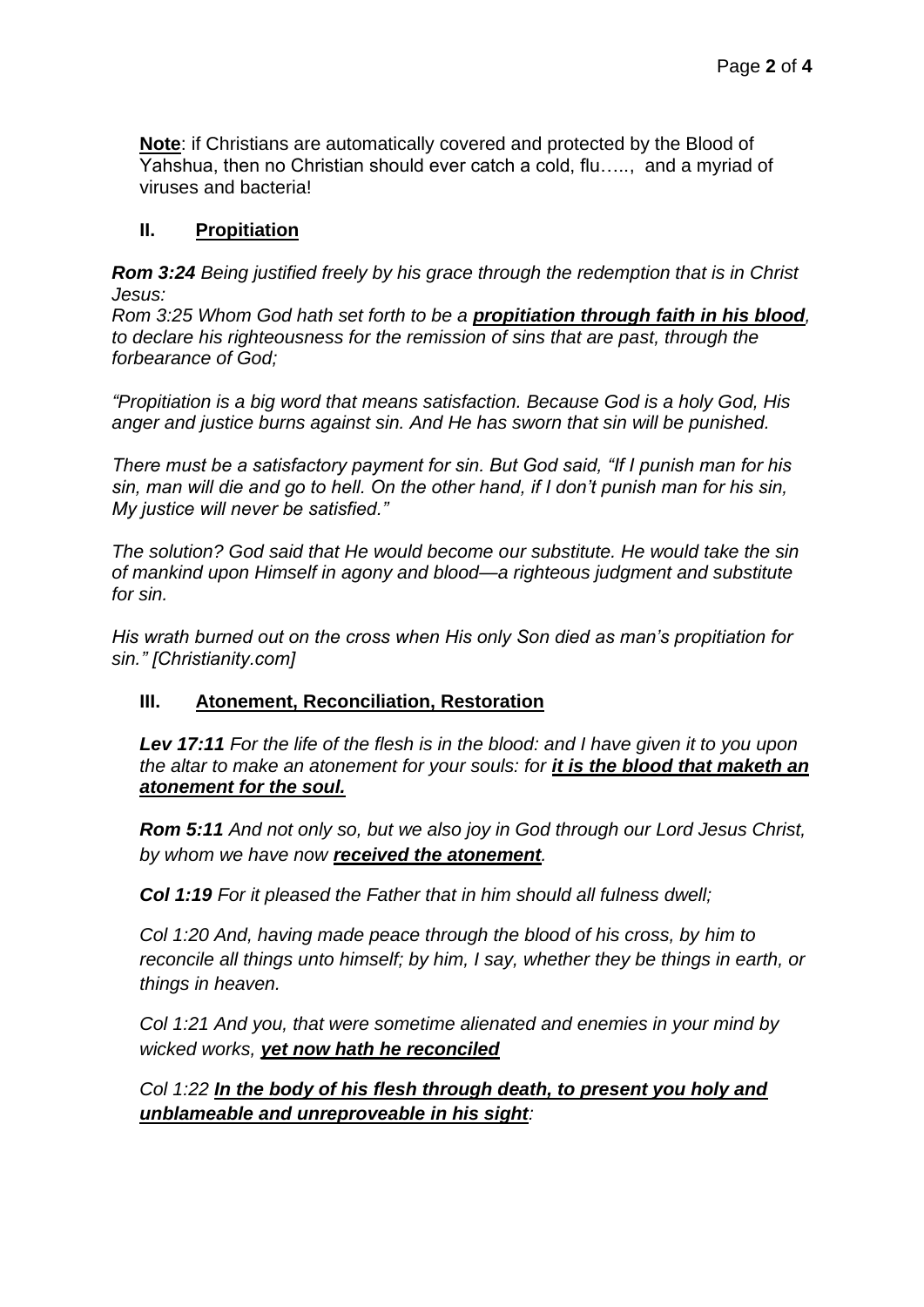**Note**: if Christians are automatically covered and protected by the Blood of Yahshua, then no Christian should ever catch a cold, flu….., and a myriad of viruses and bacteria!

## II. Propitiation

***Rom 3:24*** *Being justified freely by his grace through the redemption that is in Christ Jesus:*
*Rom 3:25 Whom God hath set forth to be a* ***propitiation through faith in his blood****, to declare his righteousness for the remission of sins that are past, through the forbearance of God;*

*"Propitiation is a big word that means satisfaction. Because God is a holy God, His anger and justice burns against sin. And He has sworn that sin will be punished.*

*There must be a satisfactory payment for sin. But God said, "If I punish man for his sin, man will die and go to hell. On the other hand, if I don't punish man for his sin, My justice will never be satisfied."*

*The solution? God said that He would become our substitute. He would take the sin of mankind upon Himself in agony and blood—a righteous judgment and substitute for sin.*

*His wrath burned out on the cross when His only Son died as man's propitiation for sin." [Christianity.com]*

## III. Atonement, Reconciliation, Restoration

***Lev 17:11*** *For the life of the flesh is in the blood: and I have given it to you upon the altar to make an atonement for your souls: for* ***it is the blood that maketh an atonement for the soul.***

***Rom 5:11*** *And not only so, but we also joy in God through our Lord Jesus Christ, by whom we have now* ***received the atonement****.*

***Col 1:19*** *For it pleased the Father that in him should all fulness dwell;*

*Col 1:20 And, having made peace through the blood of his cross, by him to reconcile all things unto himself; by him, I say, whether they be things in earth, or things in heaven.*

*Col 1:21 And you, that were sometime alienated and enemies in your mind by wicked works,* ***yet now hath he reconciled***

*Col 1:22* ***In the body of his flesh through death, to present you holy and unblameable and unreproveable in his sight****:*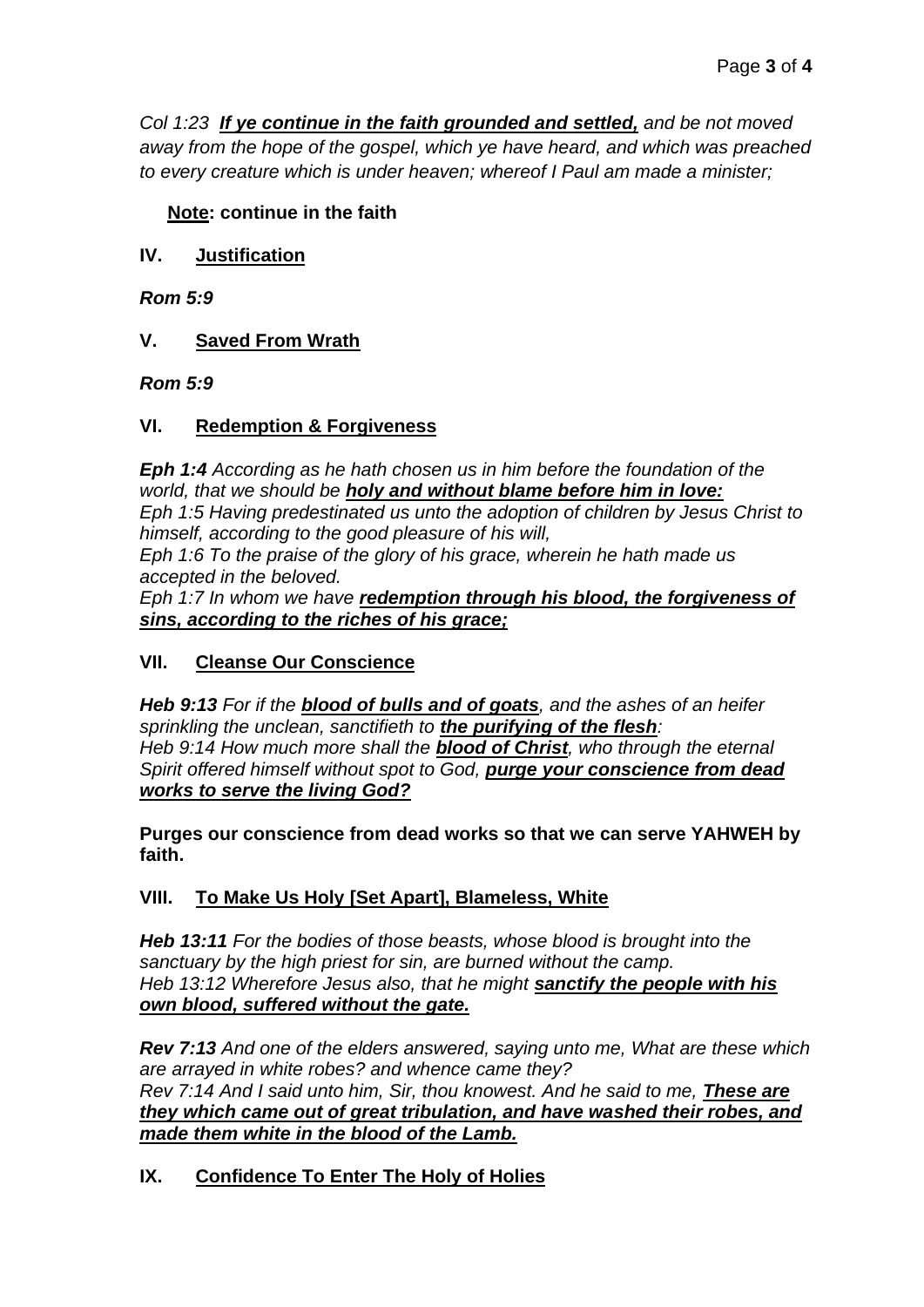*Col 1:23* ***<u>If ye continue in the faith grounded and settled,</u>*** *and be not moved away from the hope of the gospel, which ye have heard, and which was preached to every creature which is under heaven; whereof I Paul am made a minister;*

**<u>Note</u>: continue in the faith**

## IV. <u>Justification</u>

***Rom 5:9***

## V. <u>Saved From Wrath</u>

***Rom 5:9***

## VI. <u>Redemption & Forgiveness</u>

***Eph 1:4*** *According as he hath chosen us in him before the foundation of the world, that we should be* ***<u>holy and without blame before him in love:</u>***
*Eph 1:5 Having predestinated us unto the adoption of children by Jesus Christ to himself, according to the good pleasure of his will,*
*Eph 1:6 To the praise of the glory of his grace, wherein he hath made us accepted in the beloved.*
*Eph 1:7 In whom we have* ***<u>redemption through his blood, the forgiveness of sins, according to the riches of his grace;</u>***

## VII. <u>Cleanse Our Conscience</u>

***Heb 9:13*** *For if the* ***<u>blood of bulls and of goats</u>****, and the ashes of an heifer sprinkling the unclean, sanctifieth to* ***<u>the purifying of the flesh</u>****:*
*Heb 9:14 How much more shall the* ***<u>blood of Christ</u>****, who through the eternal Spirit offered himself without spot to God,* ***<u>purge your conscience from dead works to serve the living God?</u>***

**Purges our conscience from dead works so that we can serve YAHWEH by faith.**

## VIII. <u>To Make Us Holy [Set Apart], Blameless, White</u>

***Heb 13:11*** *For the bodies of those beasts, whose blood is brought into the sanctuary by the high priest for sin, are burned without the camp.*
*Heb 13:12 Wherefore Jesus also, that he might* ***<u>sanctify the people with his own blood, suffered without the gate.</u>***

***Rev 7:13*** *And one of the elders answered, saying unto me, What are these which are arrayed in white robes? and whence came they?*
*Rev 7:14 And I said unto him, Sir, thou knowest. And he said to me,* ***<u>These are they which came out of great tribulation, and have washed their robes, and made them white in the blood of the Lamb.</u>***

## IX. <u>Confidence To Enter The Holy of Holies</u>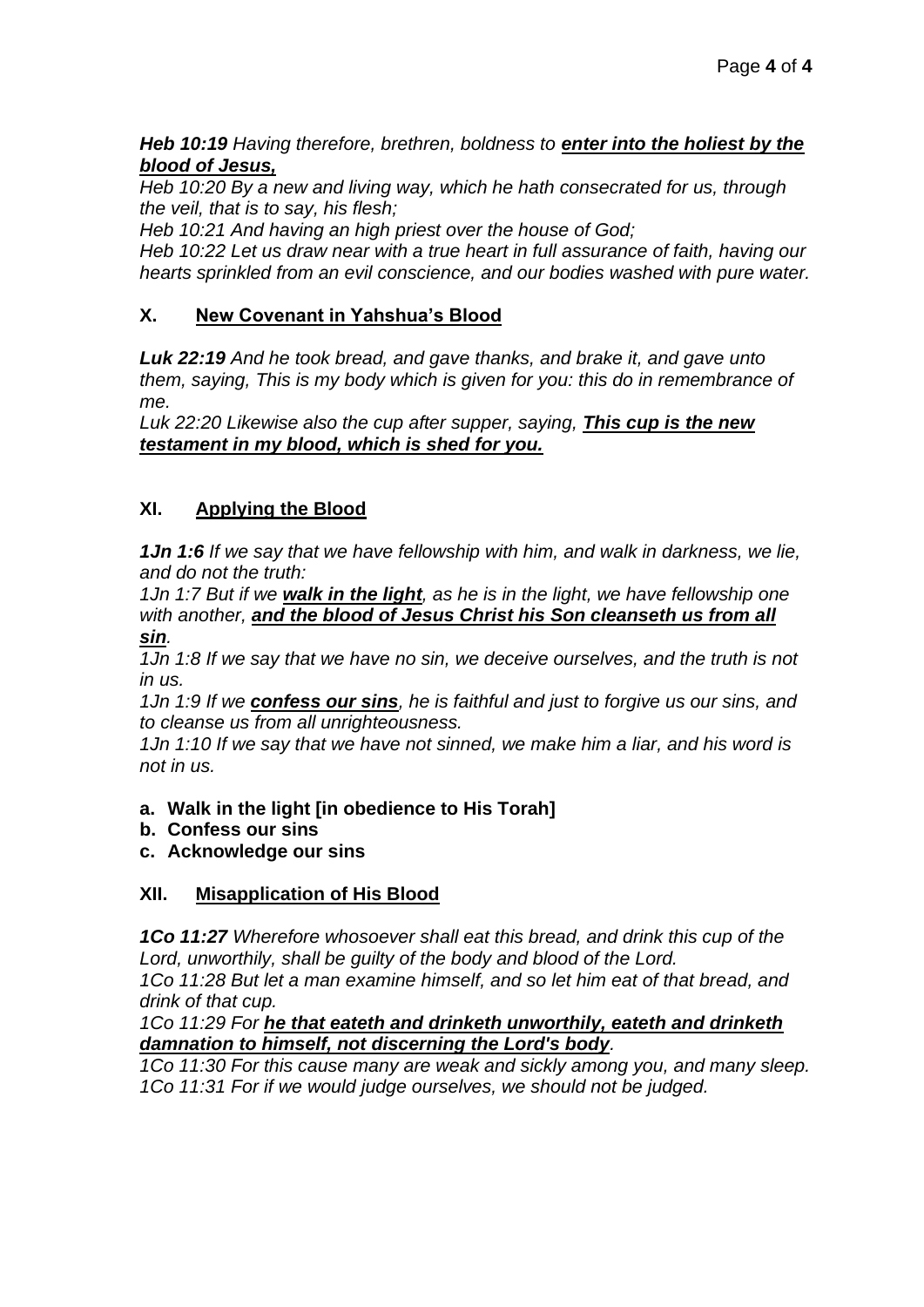***Heb 10:19*** *Having therefore, brethren, boldness to* ***<u>enter into the holiest by the blood of Jesus,</u>***
*Heb 10:20 By a new and living way, which he hath consecrated for us, through the veil, that is to say, his flesh;*
*Heb 10:21 And having an high priest over the house of God;*
*Heb 10:22 Let us draw near with a true heart in full assurance of faith, having our hearts sprinkled from an evil conscience, and our bodies washed with pure water.*

## X. <u>New Covenant in Yahshua's Blood</u>

***Luk 22:19*** *And he took bread, and gave thanks, and brake it, and gave unto them, saying, This is my body which is given for you: this do in remembrance of me.*
*Luk 22:20 Likewise also the cup after supper, saying,* ***<u>This cup is the new testament in my blood, which is shed for you.</u>***

## XI. <u>Applying the Blood</u>

***1Jn 1:6*** *If we say that we have fellowship with him, and walk in darkness, we lie, and do not the truth:*
*1Jn 1:7 But if we* ***<u>walk in the light</u>****, as he is in the light, we have fellowship one with another,* ***<u>and the blood of Jesus Christ his Son cleanseth us from all sin</u>****.*
*1Jn 1:8 If we say that we have no sin, we deceive ourselves, and the truth is not in us.*
*1Jn 1:9 If we* ***<u>confess our sins</u>****, he is faithful and just to forgive us our sins, and to cleanse us from all unrighteousness.*
*1Jn 1:10 If we say that we have not sinned, we make him a liar, and his word is not in us.*

- **a. Walk in the light [in obedience to His Torah]**
- **b. Confess our sins**
- **c. Acknowledge our sins**

## XII. <u>Misapplication of His Blood</u>

***1Co 11:27*** *Wherefore whosoever shall eat this bread, and drink this cup of the Lord, unworthily, shall be guilty of the body and blood of the Lord.*
*1Co 11:28 But let a man examine himself, and so let him eat of that bread, and drink of that cup.*
*1Co 11:29 For* ***<u>he that eateth and drinketh unworthily, eateth and drinketh damnation to himself, not discerning the Lord's body</u>****.*
*1Co 11:30 For this cause many are weak and sickly among you, and many sleep.*
*1Co 11:31 For if we would judge ourselves, we should not be judged.*